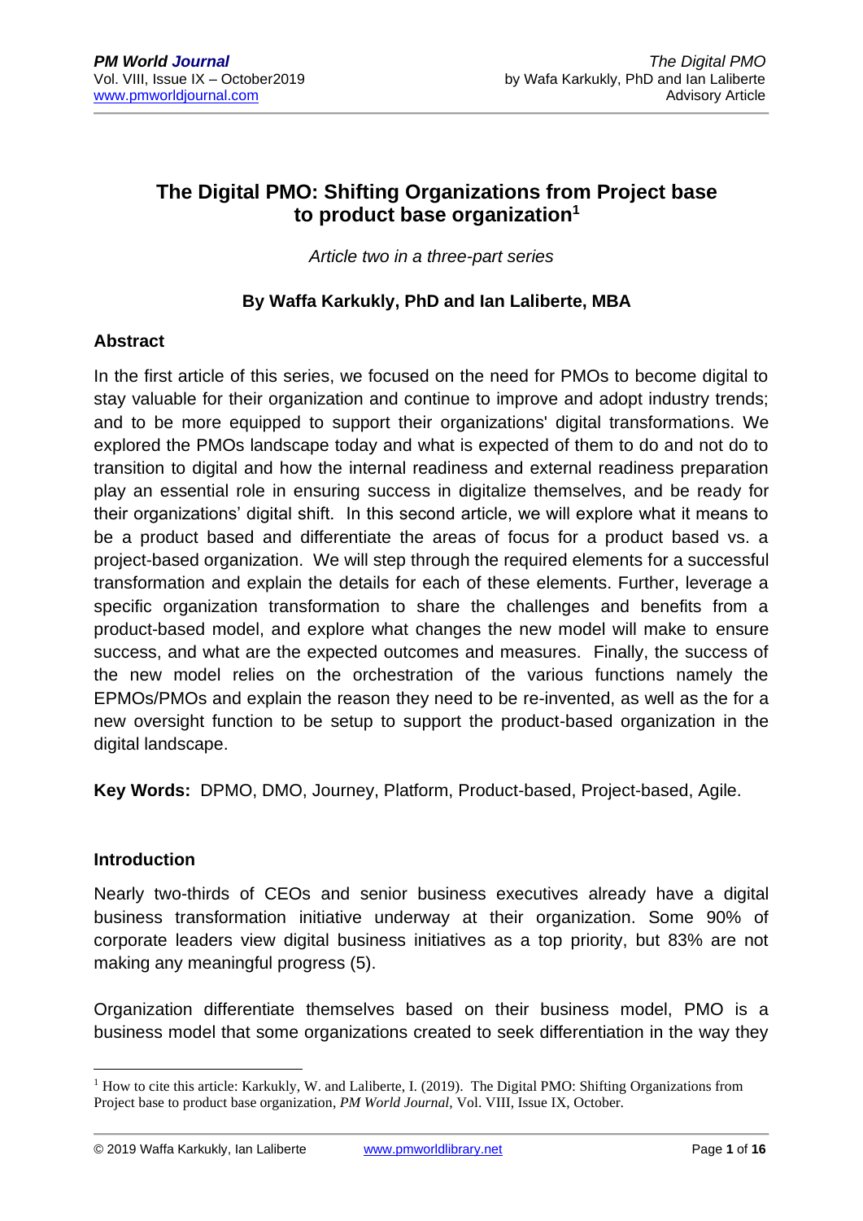# The Digital PMO: Shifting Organizations from Project base to product base organization[1]

*Article two in a three-part series*

**By Waffa Karkukly, PhD and Ian Laliberte, MBA**

## Abstract

In the first article of this series, we focused on the need for PMOs to become digital to stay valuable for their organization and continue to improve and adopt industry trends; and to be more equipped to support their organizations' digital transformations. We explored the PMOs landscape today and what is expected of them to do and not do to transition to digital and how the internal readiness and external readiness preparation play an essential role in ensuring success in digitalize themselves, and be ready for their organizations' digital shift. In this second article, we will explore what it means to be a product based and differentiate the areas of focus for a product based vs. a project-based organization. We will step through the required elements for a successful transformation and explain the details for each of these elements. Further, leverage a specific organization transformation to share the challenges and benefits from a product-based model, and explore what changes the new model will make to ensure success, and what are the expected outcomes and measures. Finally, the success of the new model relies on the orchestration of the various functions namely the EPMOs/PMOs and explain the reason they need to be re-invented, as well as the for a new oversight function to be setup to support the product-based organization in the digital landscape.

**Key Words:** DPMO, DMO, Journey, Platform, Product-based, Project-based, Agile.

## Introduction

Nearly two-thirds of CEOs and senior business executives already have a digital business transformation initiative underway at their organization. Some 90% of corporate leaders view digital business initiatives as a top priority, but 83% are not making any meaningful progress (5).

Organization differentiate themselves based on their business model, PMO is a business model that some organizations created to seek differentiation in the way they

[1] How to cite this article: Karkukly, W. and Laliberte, I. (2019). The Digital PMO: Shifting Organizations from Project base to product base organization, *PM World Journal*, Vol. VIII, Issue IX, October.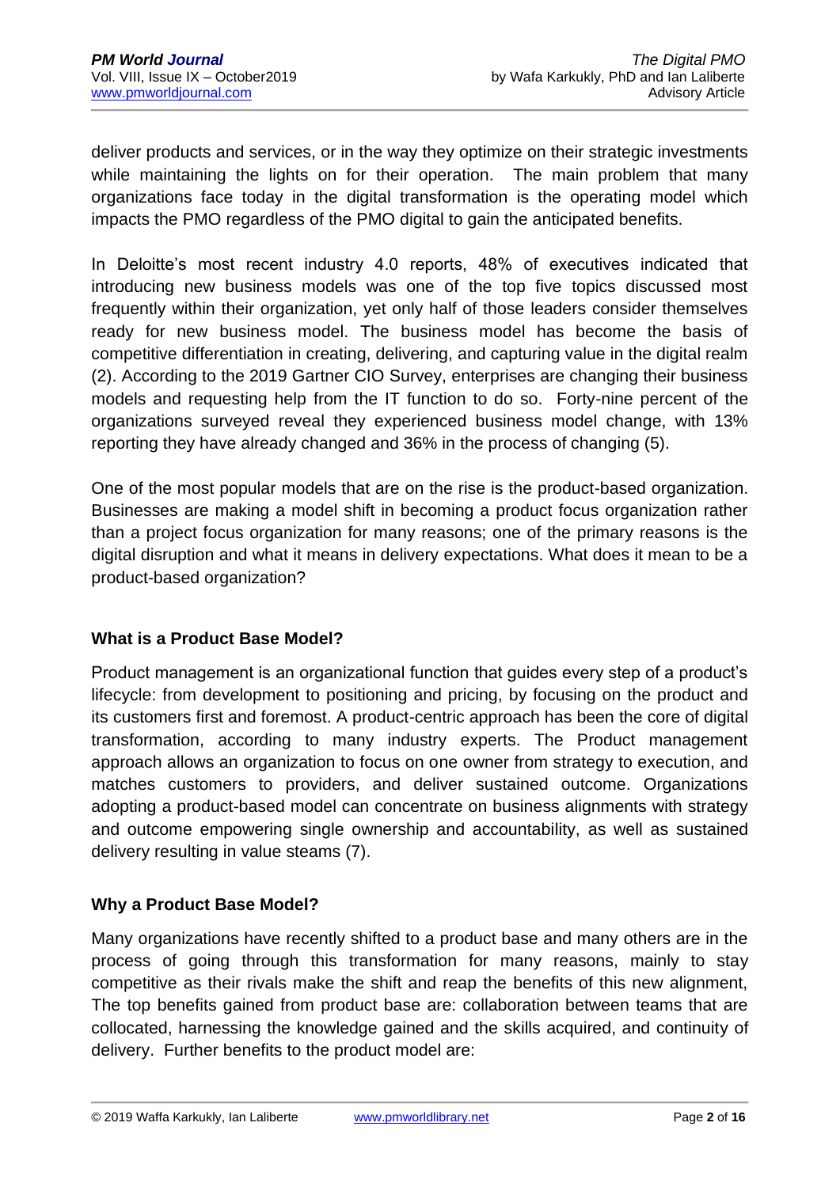deliver products and services, or in the way they optimize on their strategic investments while maintaining the lights on for their operation. The main problem that many organizations face today in the digital transformation is the operating model which impacts the PMO regardless of the PMO digital to gain the anticipated benefits.

In Deloitte's most recent industry 4.0 reports, 48% of executives indicated that introducing new business models was one of the top five topics discussed most frequently within their organization, yet only half of those leaders consider themselves ready for new business model. The business model has become the basis of competitive differentiation in creating, delivering, and capturing value in the digital realm (2). According to the 2019 Gartner CIO Survey, enterprises are changing their business models and requesting help from the IT function to do so. Forty-nine percent of the organizations surveyed reveal they experienced business model change, with 13% reporting they have already changed and 36% in the process of changing (5).

One of the most popular models that are on the rise is the product-based organization. Businesses are making a model shift in becoming a product focus organization rather than a project focus organization for many reasons; one of the primary reasons is the digital disruption and what it means in delivery expectations. What does it mean to be a product-based organization?

### What is a Product Base Model?

Product management is an organizational function that guides every step of a product's lifecycle: from development to positioning and pricing, by focusing on the product and its customers first and foremost. A product-centric approach has been the core of digital transformation, according to many industry experts. The Product management approach allows an organization to focus on one owner from strategy to execution, and matches customers to providers, and deliver sustained outcome. Organizations adopting a product-based model can concentrate on business alignments with strategy and outcome empowering single ownership and accountability, as well as sustained delivery resulting in value steams (7).

### Why a Product Base Model?

Many organizations have recently shifted to a product base and many others are in the process of going through this transformation for many reasons, mainly to stay competitive as their rivals make the shift and reap the benefits of this new alignment, The top benefits gained from product base are: collaboration between teams that are collocated, harnessing the knowledge gained and the skills acquired, and continuity of delivery. Further benefits to the product model are: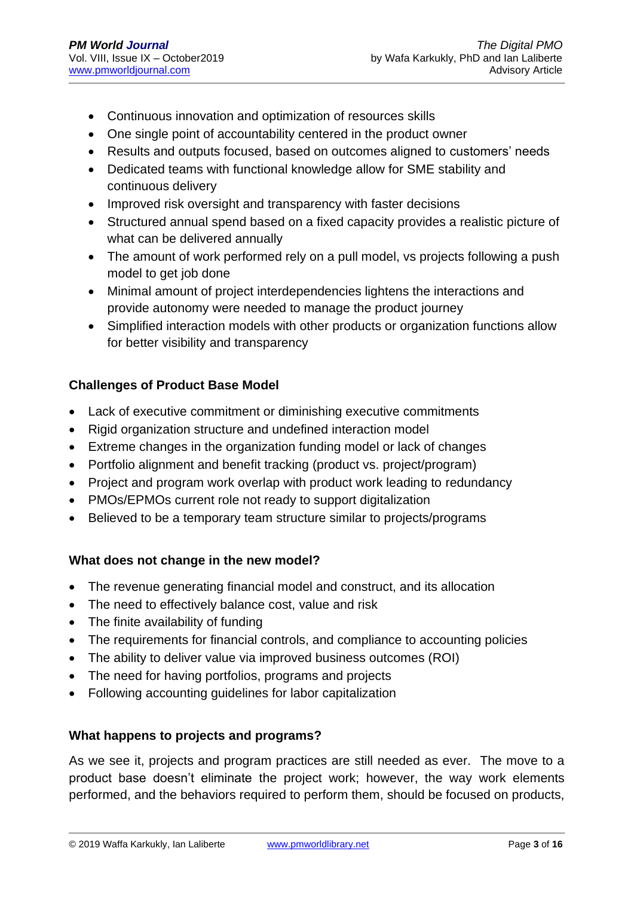- Continuous innovation and optimization of resources skills
- One single point of accountability centered in the product owner
- Results and outputs focused, based on outcomes aligned to customers' needs
- Dedicated teams with functional knowledge allow for SME stability and continuous delivery
- Improved risk oversight and transparency with faster decisions
- Structured annual spend based on a fixed capacity provides a realistic picture of what can be delivered annually
- The amount of work performed rely on a pull model, vs projects following a push model to get job done
- Minimal amount of project interdependencies lightens the interactions and provide autonomy were needed to manage the product journey
- Simplified interaction models with other products or organization functions allow for better visibility and transparency

**Challenges of Product Base Model**

- Lack of executive commitment or diminishing executive commitments
- Rigid organization structure and undefined interaction model
- Extreme changes in the organization funding model or lack of changes
- Portfolio alignment and benefit tracking (product vs. project/program)
- Project and program work overlap with product work leading to redundancy
- PMOs/EPMOs current role not ready to support digitalization
- Believed to be a temporary team structure similar to projects/programs

**What does not change in the new model?**

- The revenue generating financial model and construct, and its allocation
- The need to effectively balance cost, value and risk
- The finite availability of funding
- The requirements for financial controls, and compliance to accounting policies
- The ability to deliver value via improved business outcomes (ROI)
- The need for having portfolios, programs and projects
- Following accounting guidelines for labor capitalization

**What happens to projects and programs?**

As we see it, projects and program practices are still needed as ever. The move to a product base doesn't eliminate the project work; however, the way work elements performed, and the behaviors required to perform them, should be focused on products,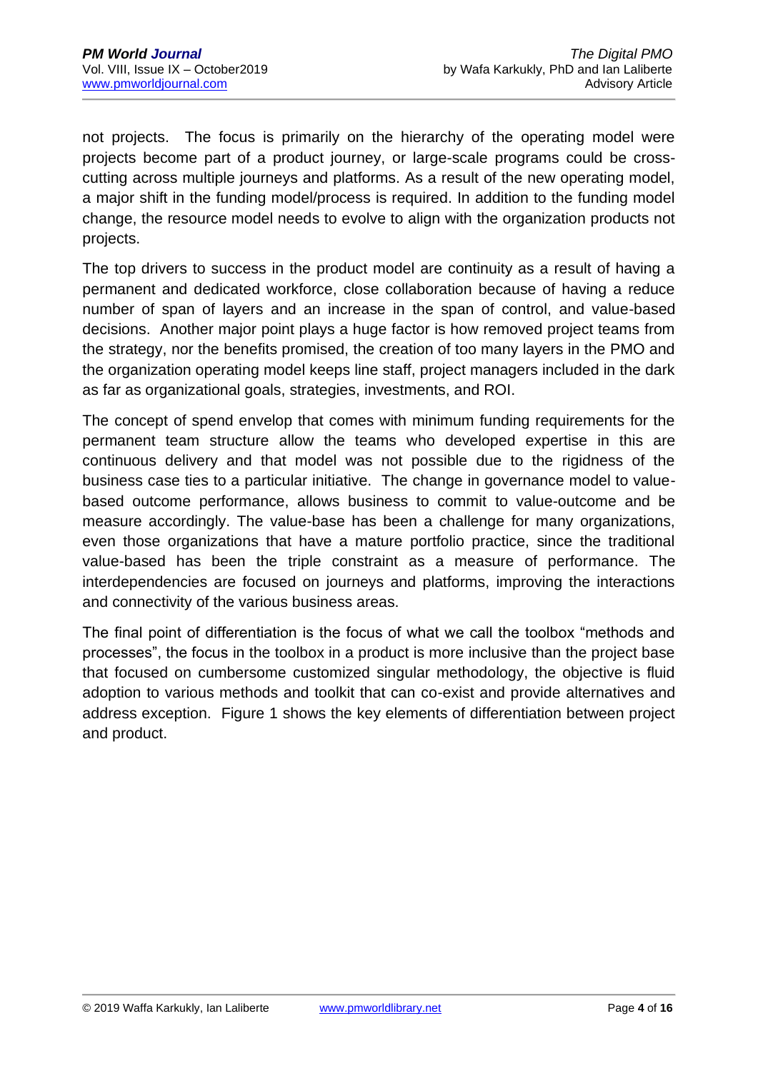not projects. The focus is primarily on the hierarchy of the operating model were projects become part of a product journey, or large-scale programs could be cross-cutting across multiple journeys and platforms. As a result of the new operating model, a major shift in the funding model/process is required. In addition to the funding model change, the resource model needs to evolve to align with the organization products not projects.

The top drivers to success in the product model are continuity as a result of having a permanent and dedicated workforce, close collaboration because of having a reduce number of span of layers and an increase in the span of control, and value-based decisions. Another major point plays a huge factor is how removed project teams from the strategy, nor the benefits promised, the creation of too many layers in the PMO and the organization operating model keeps line staff, project managers included in the dark as far as organizational goals, strategies, investments, and ROI.

The concept of spend envelop that comes with minimum funding requirements for the permanent team structure allow the teams who developed expertise in this are continuous delivery and that model was not possible due to the rigidness of the business case ties to a particular initiative. The change in governance model to value-based outcome performance, allows business to commit to value-outcome and be measure accordingly. The value-base has been a challenge for many organizations, even those organizations that have a mature portfolio practice, since the traditional value-based has been the triple constraint as a measure of performance. The interdependencies are focused on journeys and platforms, improving the interactions and connectivity of the various business areas.

The final point of differentiation is the focus of what we call the toolbox "methods and processes", the focus in the toolbox in a product is more inclusive than the project base that focused on cumbersome customized singular methodology, the objective is fluid adoption to various methods and toolkit that can co-exist and provide alternatives and address exception. Figure 1 shows the key elements of differentiation between project and product.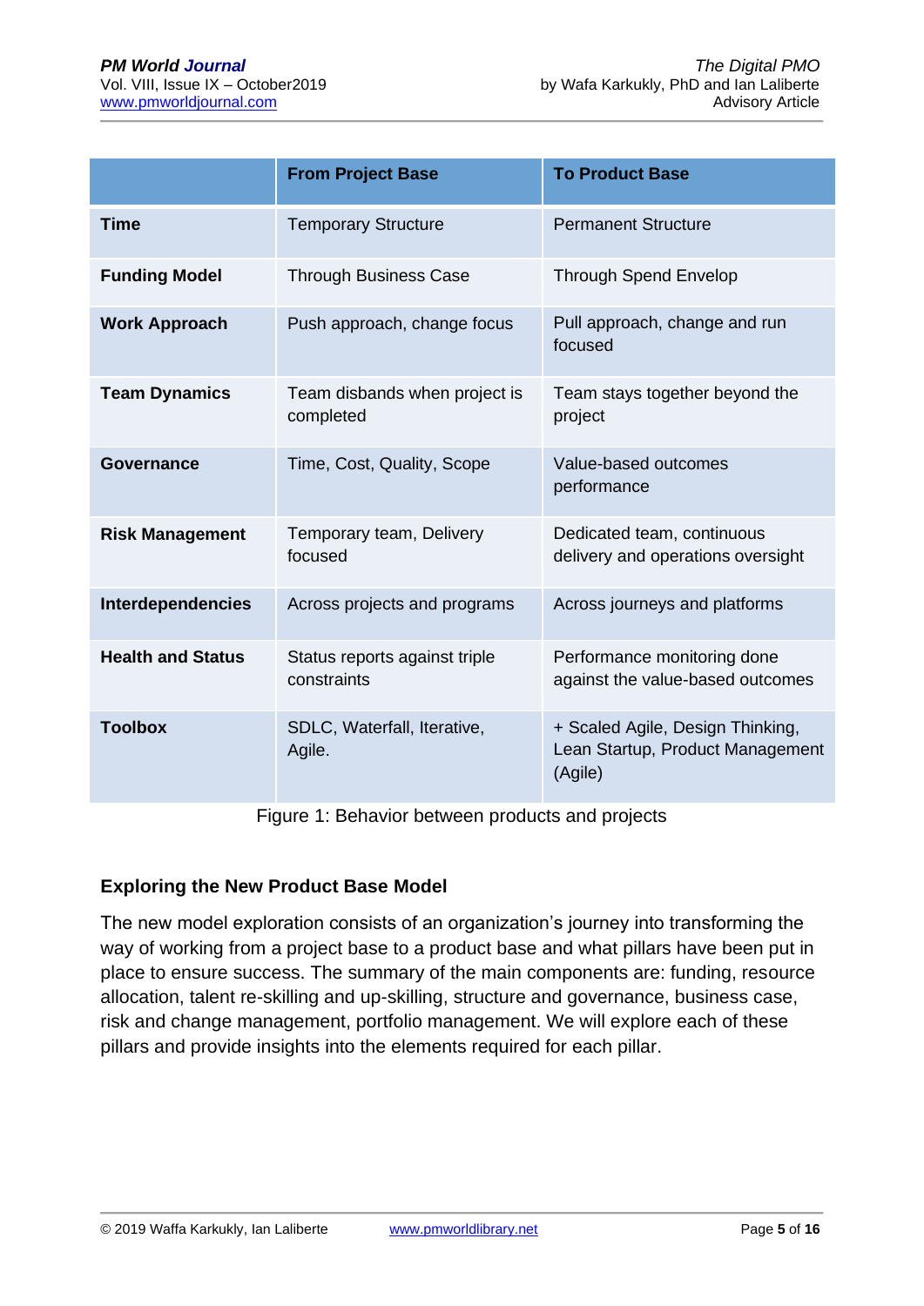| | From Project Base | To Product Base |
|---|---|---|
| **Time** | Temporary Structure | Permanent Structure |
| **Funding Model** | Through Business Case | Through Spend Envelop |
| **Work Approach** | Push approach, change focus | Pull approach, change and run focused |
| **Team Dynamics** | Team disbands when project is completed | Team stays together beyond the project |
| **Governance** | Time, Cost, Quality, Scope | Value-based outcomes performance |
| **Risk Management** | Temporary team, Delivery focused | Dedicated team, continuous delivery and operations oversight |
| **Interdependencies** | Across projects and programs | Across journeys and platforms |
| **Health and Status** | Status reports against triple constraints | Performance monitoring done against the value-based outcomes |
| **Toolbox** | SDLC, Waterfall, Iterative, Agile. | + Scaled Agile, Design Thinking, Lean Startup, Product Management (Agile) |

Figure 1: Behavior between products and projects

### Exploring the New Product Base Model

The new model exploration consists of an organization's journey into transforming the way of working from a project base to a product base and what pillars have been put in place to ensure success. The summary of the main components are: funding, resource allocation, talent re-skilling and up-skilling, structure and governance, business case, risk and change management, portfolio management. We will explore each of these pillars and provide insights into the elements required for each pillar.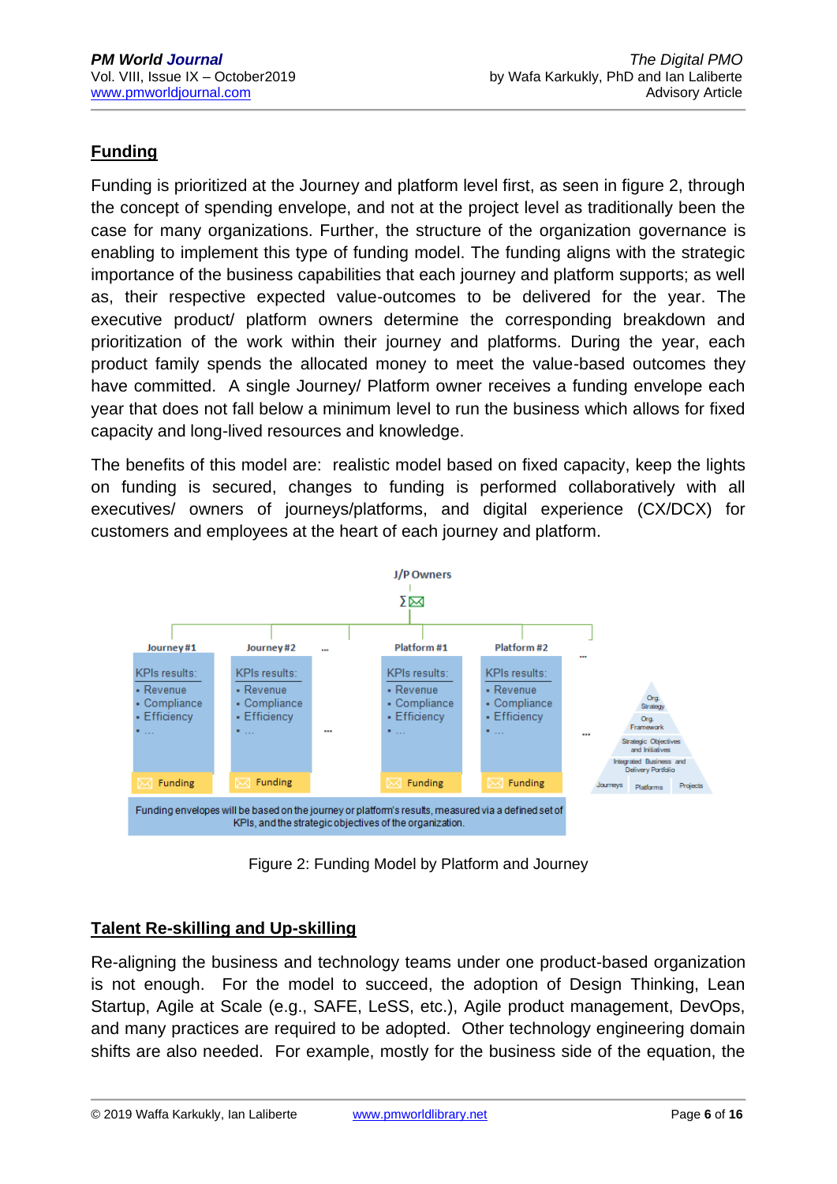## Funding

Funding is prioritized at the Journey and platform level first, as seen in figure 2, through the concept of spending envelope, and not at the project level as traditionally been the case for many organizations. Further, the structure of the organization governance is enabling to implement this type of funding model. The funding aligns with the strategic importance of the business capabilities that each journey and platform supports; as well as, their respective expected value-outcomes to be delivered for the year. The executive product/ platform owners determine the corresponding breakdown and prioritization of the work within their journey and platforms. During the year, each product family spends the allocated money to meet the value-based outcomes they have committed. A single Journey/ Platform owner receives a funding envelope each year that does not fall below a minimum level to run the business which allows for fixed capacity and long-lived resources and knowledge.

The benefits of this model are: realistic model based on fixed capacity, keep the lights on funding is secured, changes to funding is performed collaboratively with all executives/ owners of journeys/platforms, and digital experience (CX/DCX) for customers and employees at the heart of each journey and platform.

J/P Owners

| Journey #1 | Journey #2 | ... | Platform #1 | Platform #2 | ... |
|---|---|---|---|---|---|
| KPIs results: Revenue, Compliance, Efficiency, ... | KPIs results: Revenue, Compliance, Efficiency, ... | ... | KPIs results: Revenue, Compliance, Efficiency, ... | KPIs results: Revenue, Compliance, Efficiency, ... | ... |
| Funding | Funding | | Funding | Funding | |

Funding envelopes will be based on the journey or platform's results, measured via a defined set of KPIs, and the strategic objectives of the organization.

Org. Strategy / Org. Framework / Strategic Objectives and Initiatives / Integrated Business and Delivery Portfolio / Journeys, Platforms, Projects

Figure 2: Funding Model by Platform and Journey

## Talent Re-skilling and Up-skilling

Re-aligning the business and technology teams under one product-based organization is not enough. For the model to succeed, the adoption of Design Thinking, Lean Startup, Agile at Scale (e.g., SAFE, LeSS, etc.), Agile product management, DevOps, and many practices are required to be adopted. Other technology engineering domain shifts are also needed. For example, mostly for the business side of the equation, the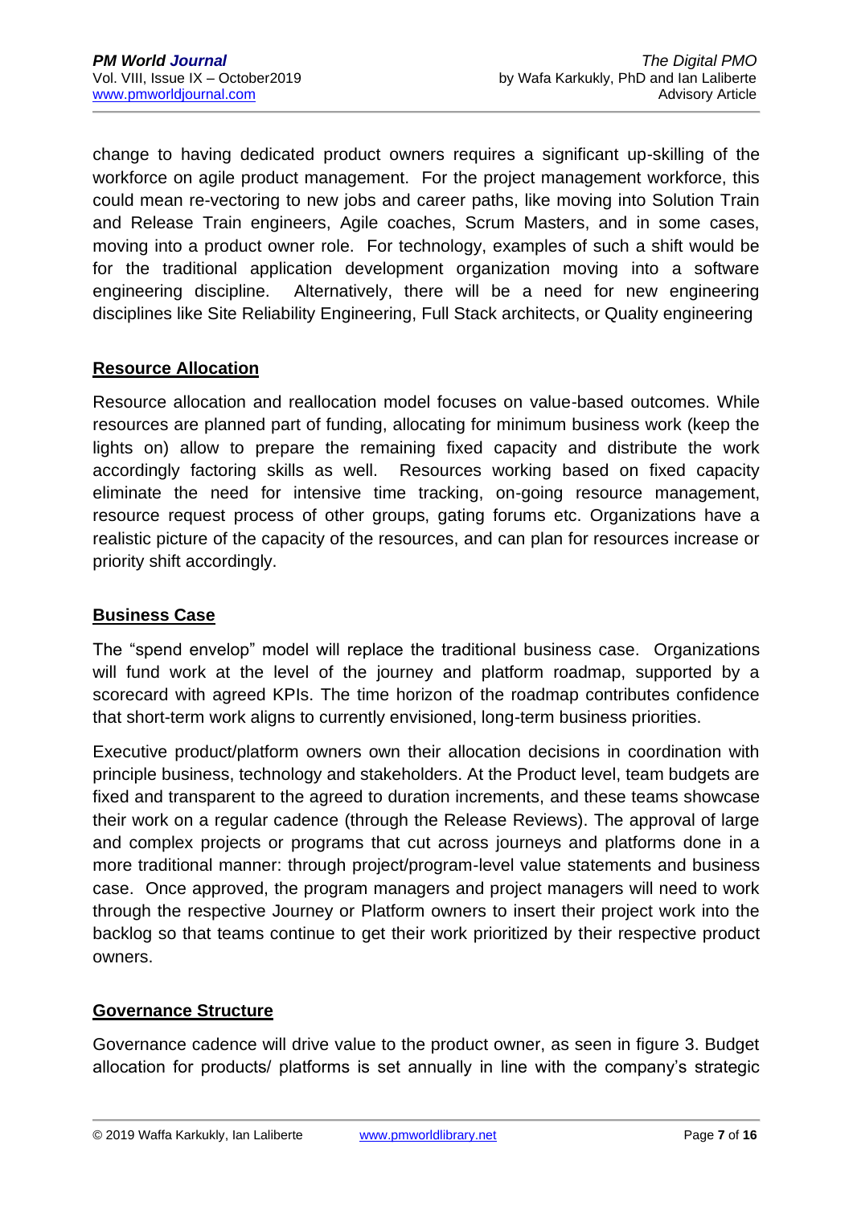change to having dedicated product owners requires a significant up-skilling of the workforce on agile product management. For the project management workforce, this could mean re-vectoring to new jobs and career paths, like moving into Solution Train and Release Train engineers, Agile coaches, Scrum Masters, and in some cases, moving into a product owner role. For technology, examples of such a shift would be for the traditional application development organization moving into a software engineering discipline. Alternatively, there will be a need for new engineering disciplines like Site Reliability Engineering, Full Stack architects, or Quality engineering

## Resource Allocation

Resource allocation and reallocation model focuses on value-based outcomes. While resources are planned part of funding, allocating for minimum business work (keep the lights on) allow to prepare the remaining fixed capacity and distribute the work accordingly factoring skills as well. Resources working based on fixed capacity eliminate the need for intensive time tracking, on-going resource management, resource request process of other groups, gating forums etc. Organizations have a realistic picture of the capacity of the resources, and can plan for resources increase or priority shift accordingly.

## Business Case

The "spend envelop" model will replace the traditional business case. Organizations will fund work at the level of the journey and platform roadmap, supported by a scorecard with agreed KPIs. The time horizon of the roadmap contributes confidence that short-term work aligns to currently envisioned, long-term business priorities.

Executive product/platform owners own their allocation decisions in coordination with principle business, technology and stakeholders. At the Product level, team budgets are fixed and transparent to the agreed to duration increments, and these teams showcase their work on a regular cadence (through the Release Reviews). The approval of large and complex projects or programs that cut across journeys and platforms done in a more traditional manner: through project/program-level value statements and business case. Once approved, the program managers and project managers will need to work through the respective Journey or Platform owners to insert their project work into the backlog so that teams continue to get their work prioritized by their respective product owners.

## Governance Structure

Governance cadence will drive value to the product owner, as seen in figure 3. Budget allocation for products/ platforms is set annually in line with the company's strategic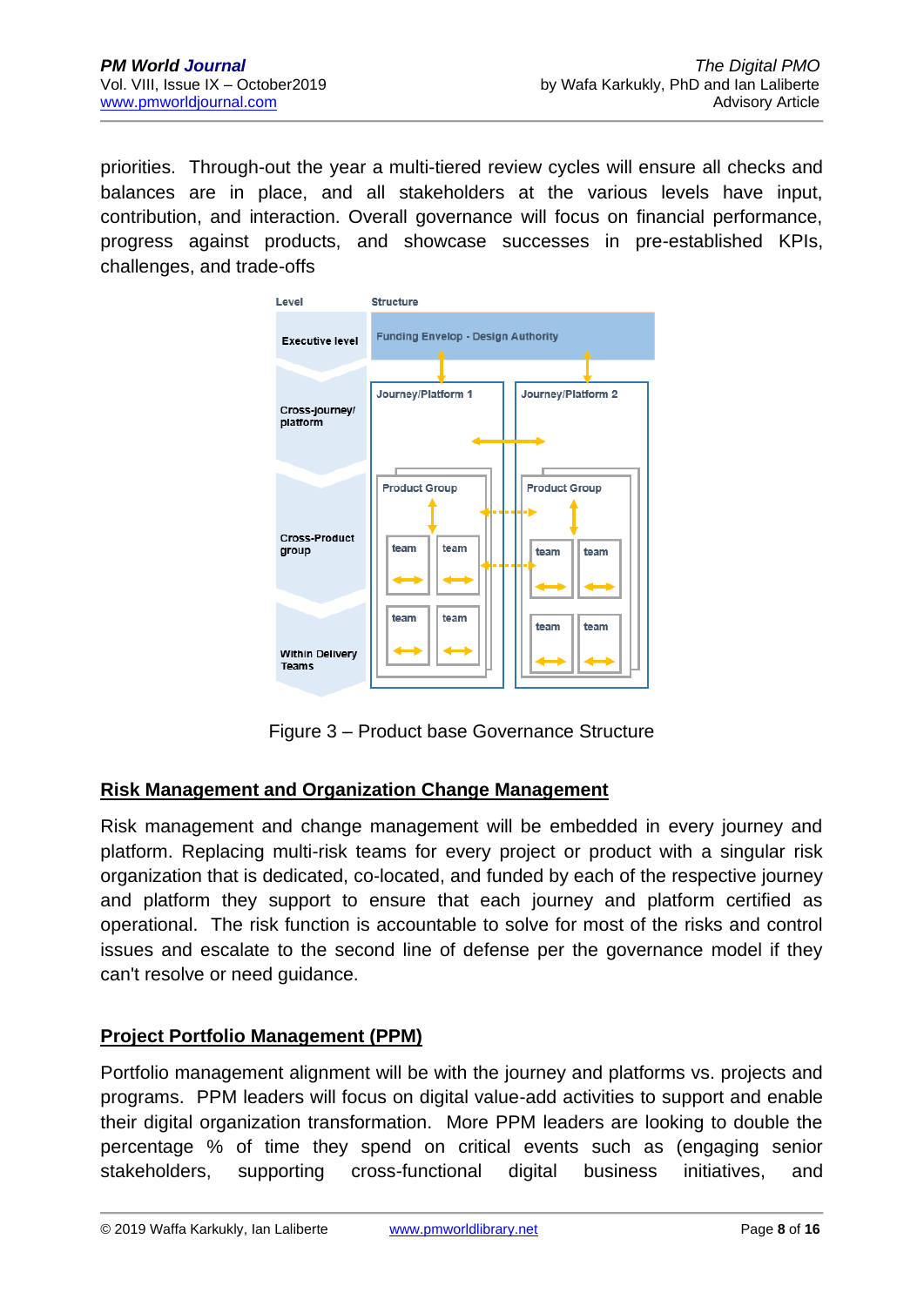priorities. Through-out the year a multi-tiered review cycles will ensure all checks and balances are in place, and all stakeholders at the various levels have input, contribution, and interaction. Overall governance will focus on financial performance, progress against products, and showcase successes in pre-established KPIs, challenges, and trade-offs

Figure 3 – Product base Governance Structure

## Risk Management and Organization Change Management

Risk management and change management will be embedded in every journey and platform. Replacing multi-risk teams for every project or product with a singular risk organization that is dedicated, co-located, and funded by each of the respective journey and platform they support to ensure that each journey and platform certified as operational. The risk function is accountable to solve for most of the risks and control issues and escalate to the second line of defense per the governance model if they can't resolve or need guidance.

## Project Portfolio Management (PPM)

Portfolio management alignment will be with the journey and platforms vs. projects and programs. PPM leaders will focus on digital value-add activities to support and enable their digital organization transformation. More PPM leaders are looking to double the percentage % of time they spend on critical events such as (engaging senior stakeholders, supporting cross-functional digital business initiatives, and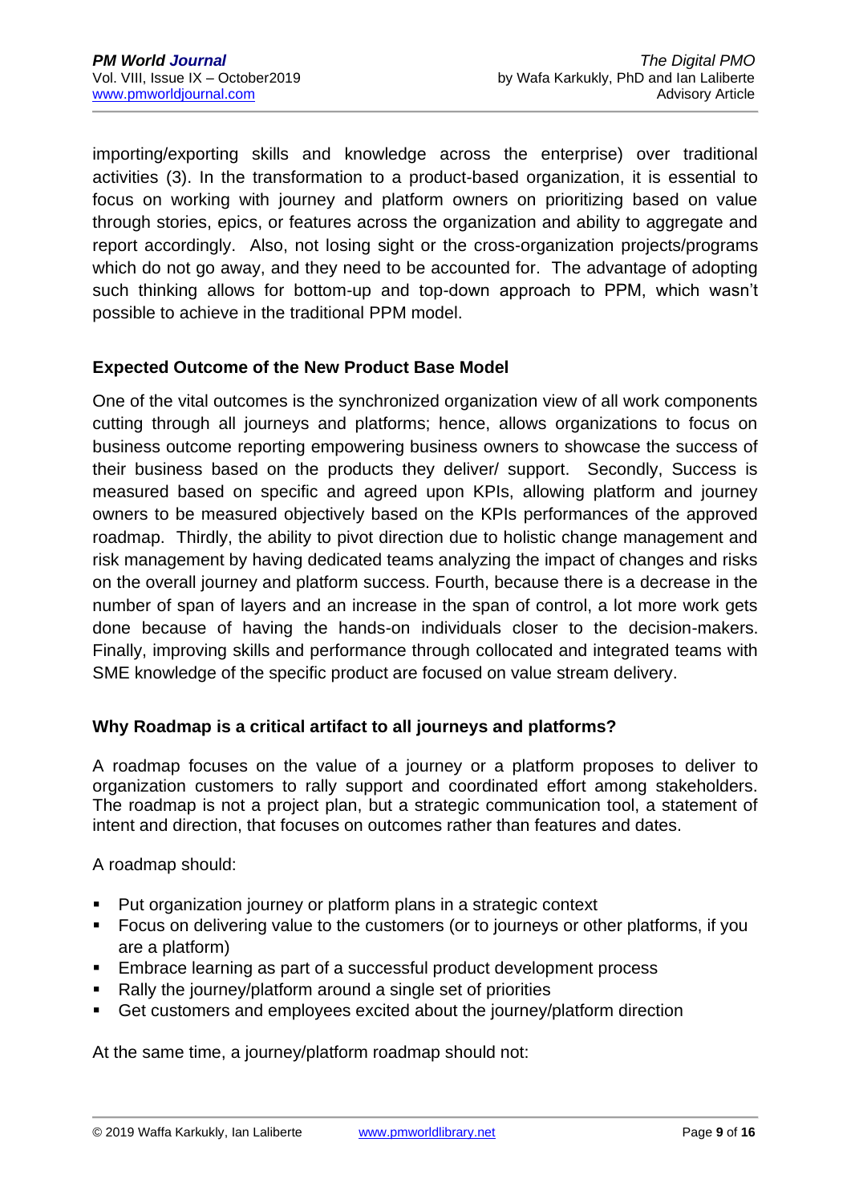importing/exporting skills and knowledge across the enterprise) over traditional activities (3). In the transformation to a product-based organization, it is essential to focus on working with journey and platform owners on prioritizing based on value through stories, epics, or features across the organization and ability to aggregate and report accordingly.  Also, not losing sight or the cross-organization projects/programs which do not go away, and they need to be accounted for.  The advantage of adopting such thinking allows for bottom-up and top-down approach to PPM, which wasn't possible to achieve in the traditional PPM model.

**Expected Outcome of the New Product Base Model**

One of the vital outcomes is the synchronized organization view of all work components cutting through all journeys and platforms; hence, allows organizations to focus on business outcome reporting empowering business owners to showcase the success of their business based on the products they deliver/ support.  Secondly, Success is measured based on specific and agreed upon KPIs, allowing platform and journey owners to be measured objectively based on the KPIs performances of the approved roadmap.  Thirdly, the ability to pivot direction due to holistic change management and risk management by having dedicated teams analyzing the impact of changes and risks on the overall journey and platform success. Fourth, because there is a decrease in the number of span of layers and an increase in the span of control, a lot more work gets done because of having the hands-on individuals closer to the decision-makers. Finally, improving skills and performance through collocated and integrated teams with SME knowledge of the specific product are focused on value stream delivery.

**Why Roadmap is a critical artifact to all journeys and platforms?**

A roadmap focuses on the value of a journey or a platform proposes to deliver to organization customers to rally support and coordinated effort among stakeholders. The roadmap is not a project plan, but a strategic communication tool, a statement of intent and direction, that focuses on outcomes rather than features and dates.

A roadmap should:

- Put organization journey or platform plans in a strategic context
- Focus on delivering value to the customers (or to journeys or other platforms, if you are a platform)
- Embrace learning as part of a successful product development process
- Rally the journey/platform around a single set of priorities
- Get customers and employees excited about the journey/platform direction

At the same time, a journey/platform roadmap should not: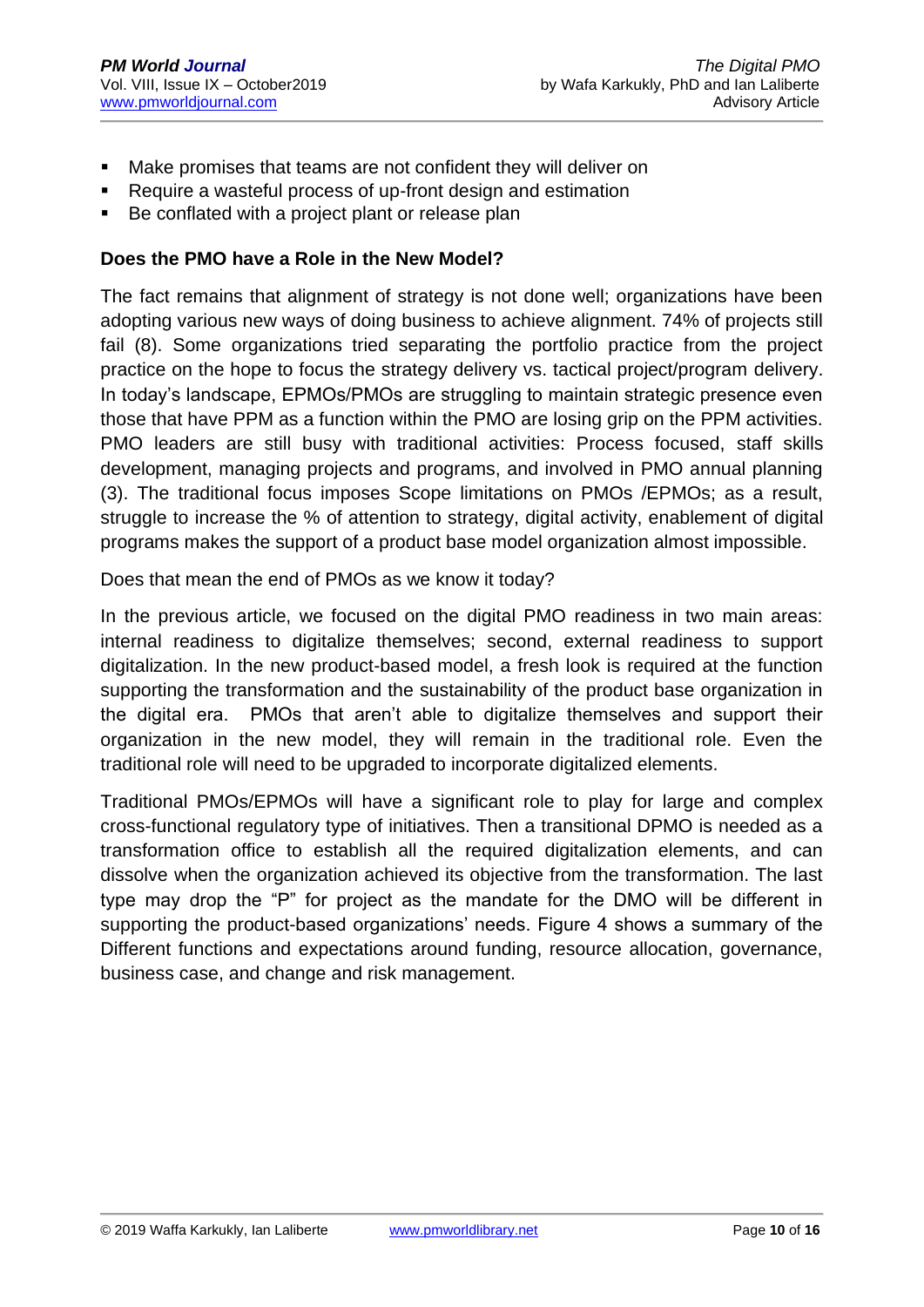- Make promises that teams are not confident they will deliver on
- Require a wasteful process of up-front design and estimation
- Be conflated with a project plant or release plan

**Does the PMO have a Role in the New Model?**

The fact remains that alignment of strategy is not done well; organizations have been adopting various new ways of doing business to achieve alignment. 74% of projects still fail (8). Some organizations tried separating the portfolio practice from the project practice on the hope to focus the strategy delivery vs. tactical project/program delivery. In today's landscape, EPMOs/PMOs are struggling to maintain strategic presence even those that have PPM as a function within the PMO are losing grip on the PPM activities. PMO leaders are still busy with traditional activities: Process focused, staff skills development, managing projects and programs, and involved in PMO annual planning (3). The traditional focus imposes Scope limitations on PMOs /EPMOs; as a result, struggle to increase the % of attention to strategy, digital activity, enablement of digital programs makes the support of a product base model organization almost impossible.

Does that mean the end of PMOs as we know it today?

In the previous article, we focused on the digital PMO readiness in two main areas: internal readiness to digitalize themselves; second, external readiness to support digitalization. In the new product-based model, a fresh look is required at the function supporting the transformation and the sustainability of the product base organization in the digital era. PMOs that aren't able to digitalize themselves and support their organization in the new model, they will remain in the traditional role. Even the traditional role will need to be upgraded to incorporate digitalized elements.

Traditional PMOs/EPMOs will have a significant role to play for large and complex cross-functional regulatory type of initiatives. Then a transitional DPMO is needed as a transformation office to establish all the required digitalization elements, and can dissolve when the organization achieved its objective from the transformation. The last type may drop the "P" for project as the mandate for the DMO will be different in supporting the product-based organizations' needs. Figure 4 shows a summary of the Different functions and expectations around funding, resource allocation, governance, business case, and change and risk management.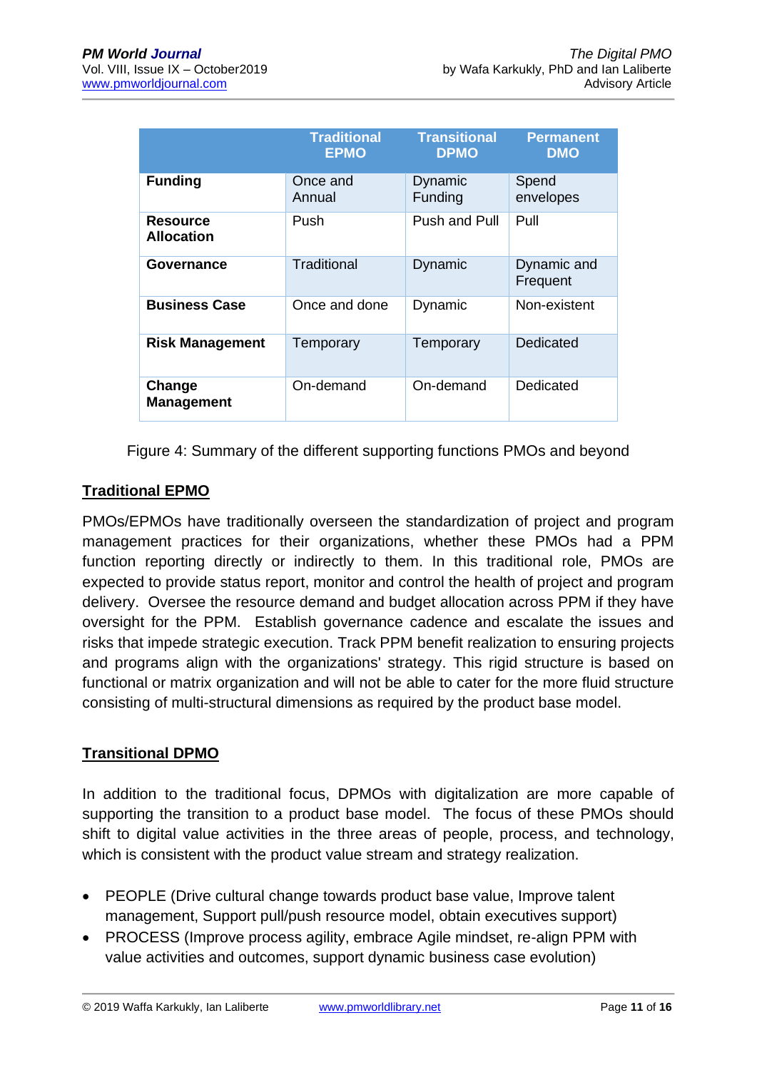| | Traditional EPMO | Transitional DPMO | Permanent DMO |
|---|---|---|---|
| **Funding** | Once and Annual | Dynamic Funding | Spend envelopes |
| **Resource Allocation** | Push | Push and Pull | Pull |
| **Governance** | Traditional | Dynamic | Dynamic and Frequent |
| **Business Case** | Once and done | Dynamic | Non-existent |
| **Risk Management** | Temporary | Temporary | Dedicated |
| **Change Management** | On-demand | On-demand | Dedicated |

Figure 4: Summary of the different supporting functions PMOs and beyond

## Traditional EPMO

PMOs/EPMOs have traditionally overseen the standardization of project and program management practices for their organizations, whether these PMOs had a PPM function reporting directly or indirectly to them. In this traditional role, PMOs are expected to provide status report, monitor and control the health of project and program delivery. Oversee the resource demand and budget allocation across PPM if they have oversight for the PPM. Establish governance cadence and escalate the issues and risks that impede strategic execution. Track PPM benefit realization to ensuring projects and programs align with the organizations' strategy. This rigid structure is based on functional or matrix organization and will not be able to cater for the more fluid structure consisting of multi-structural dimensions as required by the product base model.

## Transitional DPMO

In addition to the traditional focus, DPMOs with digitalization are more capable of supporting the transition to a product base model. The focus of these PMOs should shift to digital value activities in the three areas of people, process, and technology, which is consistent with the product value stream and strategy realization.

- PEOPLE (Drive cultural change towards product base value, Improve talent management, Support pull/push resource model, obtain executives support)
- PROCESS (Improve process agility, embrace Agile mindset, re-align PPM with value activities and outcomes, support dynamic business case evolution)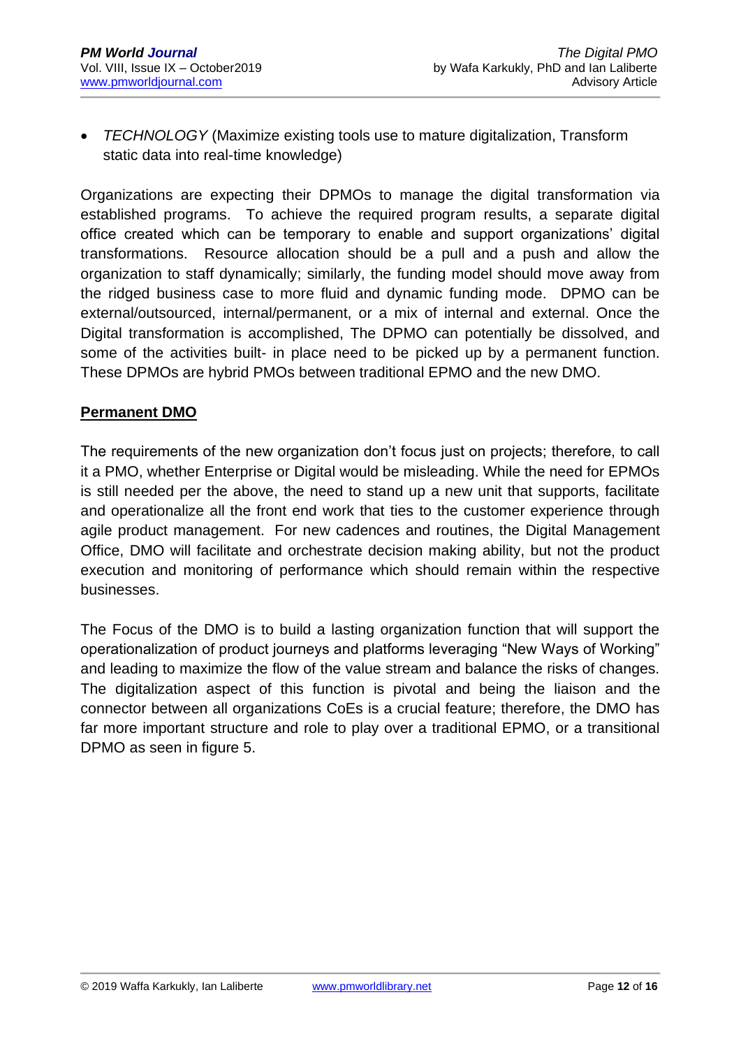- *TECHNOLOGY* (Maximize existing tools use to mature digitalization, Transform static data into real-time knowledge)

Organizations are expecting their DPMOs to manage the digital transformation via established programs. To achieve the required program results, a separate digital office created which can be temporary to enable and support organizations' digital transformations. Resource allocation should be a pull and a push and allow the organization to staff dynamically; similarly, the funding model should move away from the ridged business case to more fluid and dynamic funding mode. DPMO can be external/outsourced, internal/permanent, or a mix of internal and external. Once the Digital transformation is accomplished, The DPMO can potentially be dissolved, and some of the activities built- in place need to be picked up by a permanent function. These DPMOs are hybrid PMOs between traditional EPMO and the new DMO.

**Permanent DMO**

The requirements of the new organization don't focus just on projects; therefore, to call it a PMO, whether Enterprise or Digital would be misleading. While the need for EPMOs is still needed per the above, the need to stand up a new unit that supports, facilitate and operationalize all the front end work that ties to the customer experience through agile product management. For new cadences and routines, the Digital Management Office, DMO will facilitate and orchestrate decision making ability, but not the product execution and monitoring of performance which should remain within the respective businesses.

The Focus of the DMO is to build a lasting organization function that will support the operationalization of product journeys and platforms leveraging "New Ways of Working" and leading to maximize the flow of the value stream and balance the risks of changes. The digitalization aspect of this function is pivotal and being the liaison and the connector between all organizations CoEs is a crucial feature; therefore, the DMO has far more important structure and role to play over a traditional EPMO, or a transitional DPMO as seen in figure 5.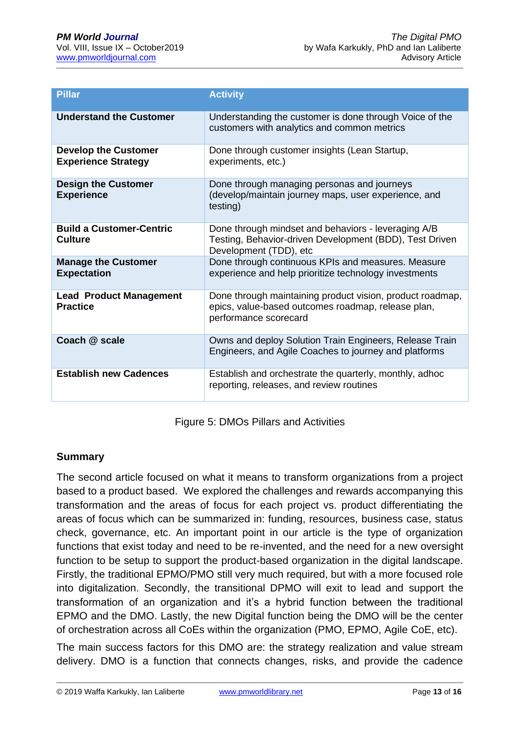| Pillar | Activity |
|---|---|
| **Understand the Customer** | Understanding the customer is done through Voice of the customers with analytics and common metrics |
| **Develop the Customer Experience Strategy** | Done through customer insights (Lean Startup, experiments, etc.) |
| **Design the Customer Experience** | Done through managing personas and journeys (develop/maintain journey maps, user experience, and testing) |
| **Build a Customer-Centric Culture** | Done through mindset and behaviors - leveraging A/B Testing, Behavior-driven Development (BDD), Test Driven Development (TDD), etc |
| **Manage the Customer Expectation** | Done through continuous KPIs and measures. Measure experience and help prioritize technology investments |
| **Lead Product Management Practice** | Done through maintaining product vision, product roadmap, epics, value-based outcomes roadmap, release plan, performance scorecard |
| **Coach @ scale** | Owns and deploy Solution Train Engineers, Release Train Engineers, and Agile Coaches to journey and platforms |
| **Establish new Cadences** | Establish and orchestrate the quarterly, monthly, adhoc reporting, releases, and review routines |

Figure 5: DMOs Pillars and Activities

## Summary

The second article focused on what it means to transform organizations from a project based to a product based. We explored the challenges and rewards accompanying this transformation and the areas of focus for each project vs. product differentiating the areas of focus which can be summarized in: funding, resources, business case, status check, governance, etc. An important point in our article is the type of organization functions that exist today and need to be re-invented, and the need for a new oversight function to be setup to support the product-based organization in the digital landscape. Firstly, the traditional EPMO/PMO still very much required, but with a more focused role into digitalization. Secondly, the transitional DPMO will exit to lead and support the transformation of an organization and it's a hybrid function between the traditional EPMO and the DMO. Lastly, the new Digital function being the DMO will be the center of orchestration across all CoEs within the organization (PMO, EPMO, Agile CoE, etc).

The main success factors for this DMO are: the strategy realization and value stream delivery. DMO is a function that connects changes, risks, and provide the cadence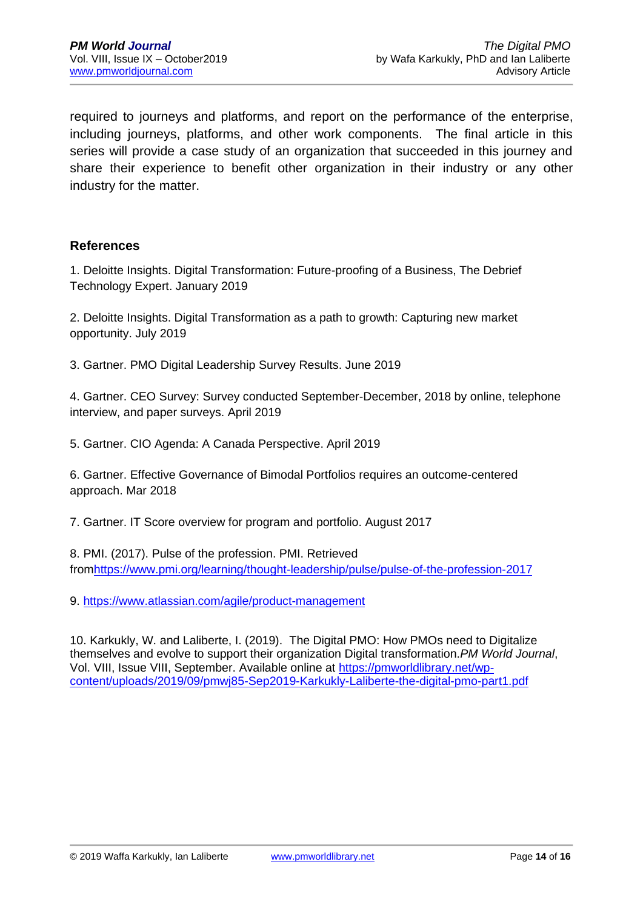required to journeys and platforms, and report on the performance of the enterprise, including journeys, platforms, and other work components. The final article in this series will provide a case study of an organization that succeeded in this journey and share their experience to benefit other organization in their industry or any other industry for the matter.

## References

1. Deloitte Insights. Digital Transformation: Future-proofing of a Business, The Debrief Technology Expert. January 2019

2. Deloitte Insights. Digital Transformation as a path to growth: Capturing new market opportunity. July 2019

3. Gartner. PMO Digital Leadership Survey Results. June 2019

4. Gartner. CEO Survey: Survey conducted September-December, 2018 by online, telephone interview, and paper surveys. April 2019

5. Gartner. CIO Agenda: A Canada Perspective. April 2019

6. Gartner. Effective Governance of Bimodal Portfolios requires an outcome-centered approach. Mar 2018

7. Gartner. IT Score overview for program and portfolio. August 2017

8. PMI. (2017). Pulse of the profession. PMI. Retrieved fromhttps://www.pmi.org/learning/thought-leadership/pulse/pulse-of-the-profession-2017

9. https://www.atlassian.com/agile/product-management

10. Karkukly, W. and Laliberte, I. (2019). The Digital PMO: How PMOs need to Digitalize themselves and evolve to support their organization Digital transformation.*PM World Journal*, Vol. VIII, Issue VIII, September. Available online at https://pmworldlibrary.net/wp-content/uploads/2019/09/pmwj85-Sep2019-Karkukly-Laliberte-the-digital-pmo-part1.pdf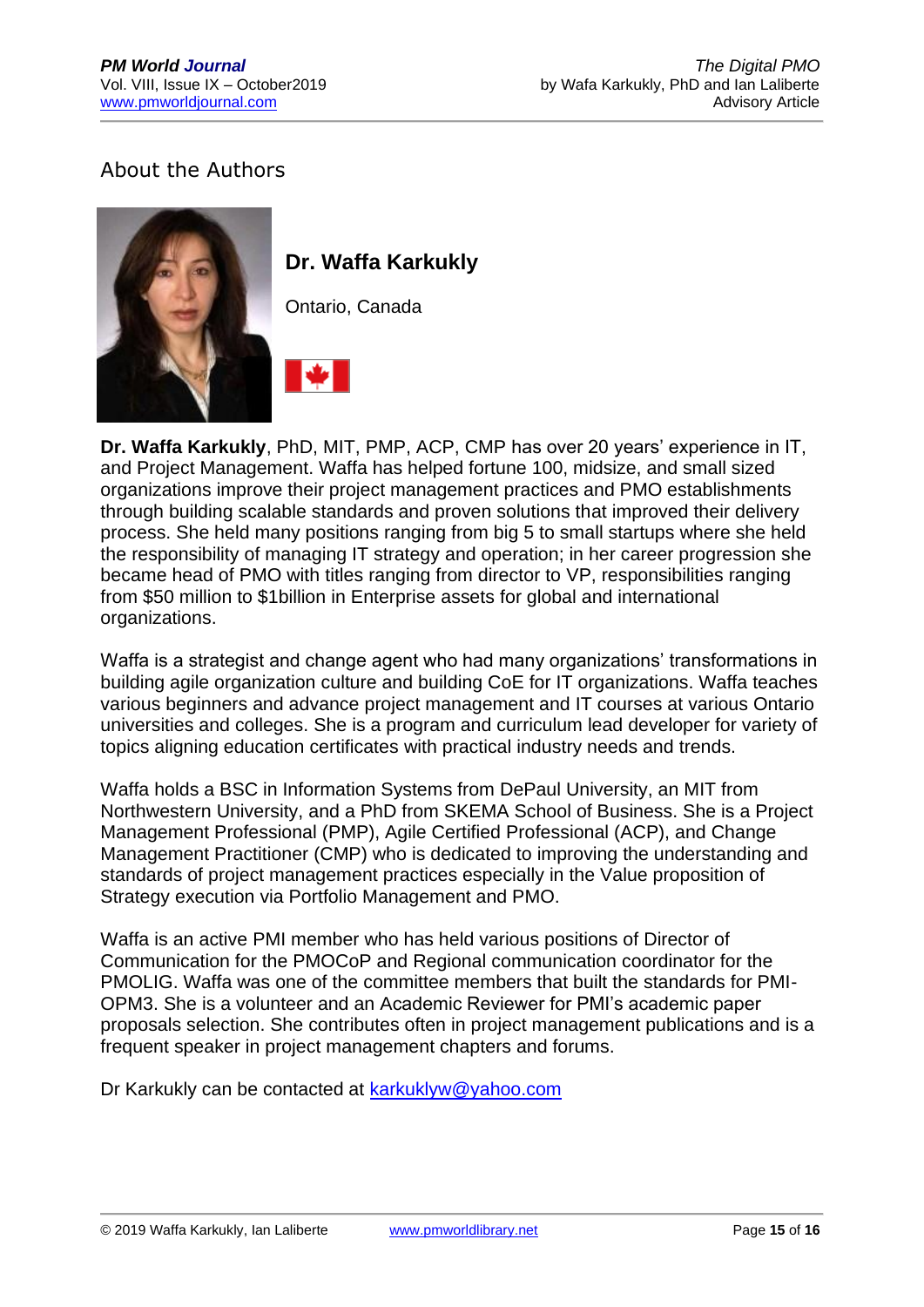## About the Authors

### Dr. Waffa Karkukly

Ontario, Canada

**Dr. Waffa Karkukly**, PhD, MIT, PMP, ACP, CMP has over 20 years' experience in IT, and Project Management. Waffa has helped fortune 100, midsize, and small sized organizations improve their project management practices and PMO establishments through building scalable standards and proven solutions that improved their delivery process. She held many positions ranging from big 5 to small startups where she held the responsibility of managing IT strategy and operation; in her career progression she became head of PMO with titles ranging from director to VP, responsibilities ranging from $50 million to $1billion in Enterprise assets for global and international organizations.

Waffa is a strategist and change agent who had many organizations' transformations in building agile organization culture and building CoE for IT organizations. Waffa teaches various beginners and advance project management and IT courses at various Ontario universities and colleges. She is a program and curriculum lead developer for variety of topics aligning education certificates with practical industry needs and trends.

Waffa holds a BSC in Information Systems from DePaul University, an MIT from Northwestern University, and a PhD from SKEMA School of Business. She is a Project Management Professional (PMP), Agile Certified Professional (ACP), and Change Management Practitioner (CMP) who is dedicated to improving the understanding and standards of project management practices especially in the Value proposition of Strategy execution via Portfolio Management and PMO.

Waffa is an active PMI member who has held various positions of Director of Communication for the PMOCoP and Regional communication coordinator for the PMOLIG. Waffa was one of the committee members that built the standards for PMI-OPM3. She is a volunteer and an Academic Reviewer for PMI's academic paper proposals selection. She contributes often in project management publications and is a frequent speaker in project management chapters and forums.

Dr Karkukly can be contacted at karkuklyw@yahoo.com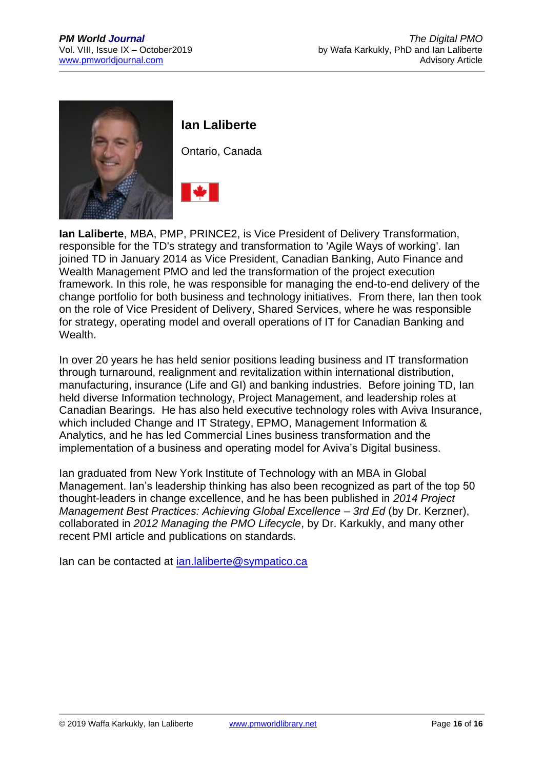## Ian Laliberte

Ontario, Canada

**Ian Laliberte**, MBA, PMP, PRINCE2, is Vice President of Delivery Transformation, responsible for the TD's strategy and transformation to 'Agile Ways of working'. Ian joined TD in January 2014 as Vice President, Canadian Banking, Auto Finance and Wealth Management PMO and led the transformation of the project execution framework. In this role, he was responsible for managing the end-to-end delivery of the change portfolio for both business and technology initiatives. From there, Ian then took on the role of Vice President of Delivery, Shared Services, where he was responsible for strategy, operating model and overall operations of IT for Canadian Banking and Wealth.

In over 20 years he has held senior positions leading business and IT transformation through turnaround, realignment and revitalization within international distribution, manufacturing, insurance (Life and GI) and banking industries. Before joining TD, Ian held diverse Information technology, Project Management, and leadership roles at Canadian Bearings. He has also held executive technology roles with Aviva Insurance, which included Change and IT Strategy, EPMO, Management Information & Analytics, and he has led Commercial Lines business transformation and the implementation of a business and operating model for Aviva's Digital business.

Ian graduated from New York Institute of Technology with an MBA in Global Management. Ian's leadership thinking has also been recognized as part of the top 50 thought-leaders in change excellence, and he has been published in *2014 Project Management Best Practices: Achieving Global Excellence – 3rd Ed* (by Dr. Kerzner), collaborated in *2012 Managing the PMO Lifecycle*, by Dr. Karkukly, and many other recent PMI article and publications on standards.

Ian can be contacted at [ian.laliberte@sympatico.ca](mailto:ian.laliberte@sympatico.ca)